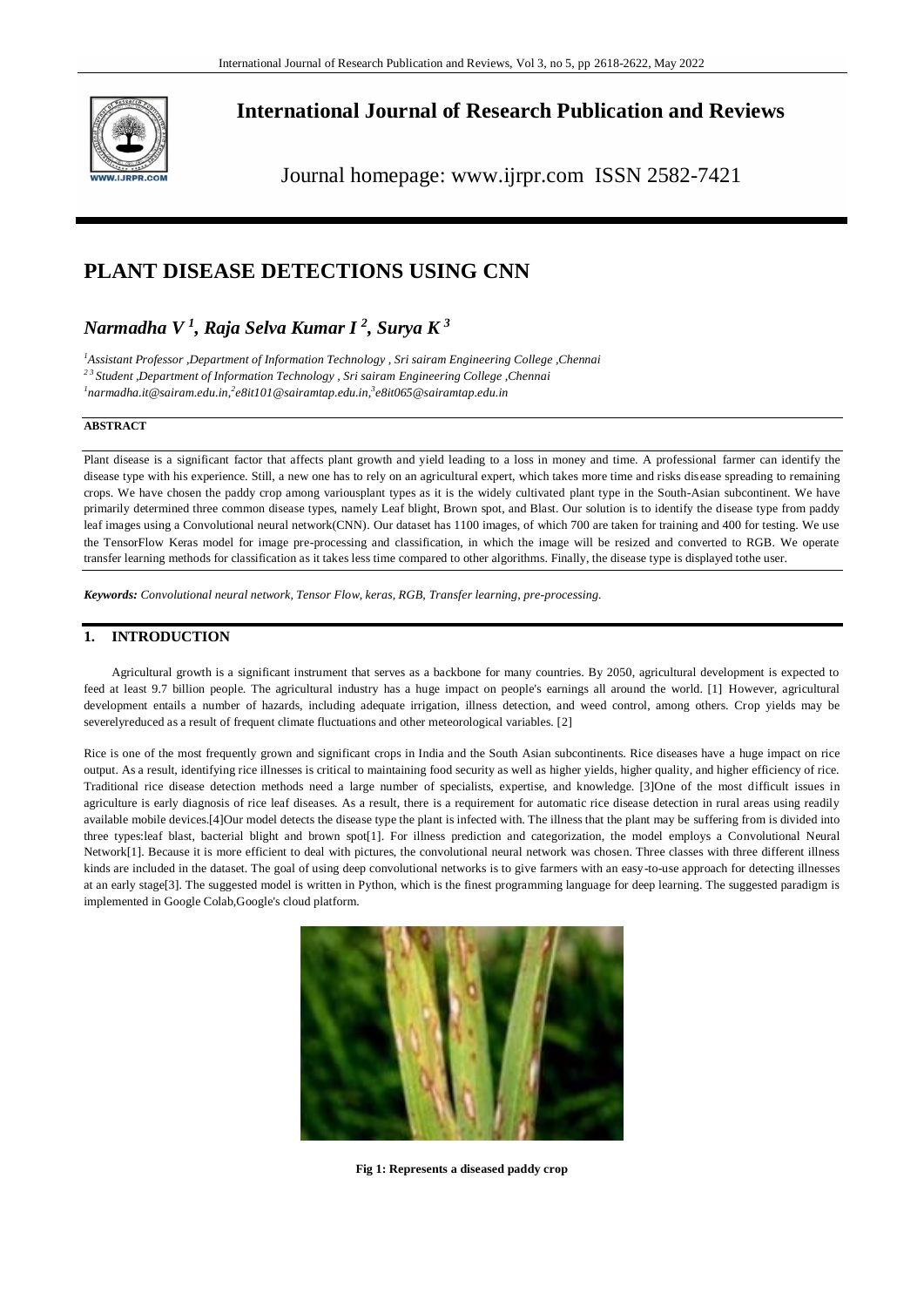# International Journal of Research Publication and Reviews

Journal homepage: www.ijrpr.com ISSN 2582-7421

# PLANT DISEASE DETECTIONS USING CNN

## *Narmadha V [1], Raja Selva Kumar I [2], Surya K [3]*

*[1]Assistant Professor ,Department of Information Technology , Sri sairam Engineering College ,Chennai*
*[2 3] Student ,Department of Information Technology , Sri sairam Engineering College ,Chennai*
*[1]narmadha.it@sairam.edu.in,[2]e8it101@sairamtap.edu.in,[3]e8it065@sairamtap.edu.in*

**ABSTRACT**

Plant disease is a significant factor that affects plant growth and yield leading to a loss in money and time. A professional farmer can identify the disease type with his experience. Still, a new one has to rely on an agricultural expert, which takes more time and risks disease spreading to remaining crops. We have chosen the paddy crop among variousplant types as it is the widely cultivated plant type in the South-Asian subcontinent. We have primarily determined three common disease types, namely Leaf blight, Brown spot, and Blast. Our solution is to identify the disease type from paddy leaf images using a Convolutional neural network(CNN). Our dataset has 1100 images, of which 700 are taken for training and 400 for testing. We use the TensorFlow Keras model for image pre-processing and classification, in which the image will be resized and converted to RGB. We operate transfer learning methods for classification as it takes less time compared to other algorithms. Finally, the disease type is displayed tothe user.

***Keywords:*** *Convolutional neural network, Tensor Flow, keras, RGB, Transfer learning, pre-processing.*

## 1. INTRODUCTION

Agricultural growth is a significant instrument that serves as a backbone for many countries. By 2050, agricultural development is expected to feed at least 9.7 billion people. The agricultural industry has a huge impact on people's earnings all around the world. [1] However, agricultural development entails a number of hazards, including adequate irrigation, illness detection, and weed control, among others. Crop yields may be severelyreduced as a result of frequent climate fluctuations and other meteorological variables. [2]

Rice is one of the most frequently grown and significant crops in India and the South Asian subcontinents. Rice diseases have a huge impact on rice output. As a result, identifying rice illnesses is critical to maintaining food security as well as higher yields, higher quality, and higher efficiency of rice. Traditional rice disease detection methods need a large number of specialists, expertise, and knowledge. [3]One of the most difficult issues in agriculture is early diagnosis of rice leaf diseases. As a result, there is a requirement for automatic rice disease detection in rural areas using readily available mobile devices.[4]Our model detects the disease type the plant is infected with. The illness that the plant may be suffering from is divided into three types:leaf blast, bacterial blight and brown spot[1]. For illness prediction and categorization, the model employs a Convolutional Neural Network[1]. Because it is more efficient to deal with pictures, the convolutional neural network was chosen. Three classes with three different illness kinds are included in the dataset. The goal of using deep convolutional networks is to give farmers with an easy-to-use approach for detecting illnesses at an early stage[3]. The suggested model is written in Python, which is the finest programming language for deep learning. The suggested paradigm is implemented in Google Colab,Google's cloud platform.

**Fig 1: Represents a diseased paddy crop**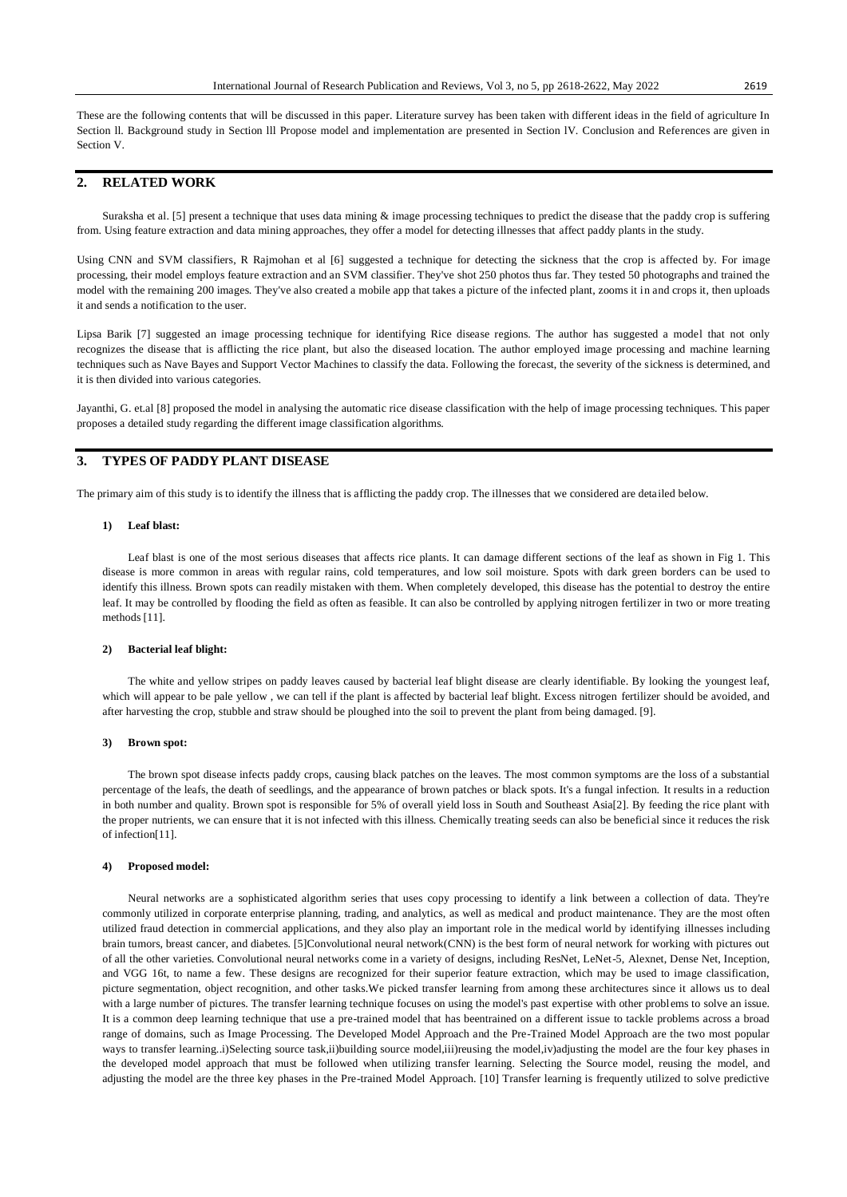These are the following contents that will be discussed in this paper. Literature survey has been taken with different ideas in the field of agriculture In Section ll. Background study in Section lll Propose model and implementation are presented in Section lV. Conclusion and References are given in Section V.

## 2. RELATED WORK

Suraksha et al. [5] present a technique that uses data mining & image processing techniques to predict the disease that the paddy crop is suffering from. Using feature extraction and data mining approaches, they offer a model for detecting illnesses that affect paddy plants in the study.

Using CNN and SVM classifiers, R Rajmohan et al [6] suggested a technique for detecting the sickness that the crop is affected by. For image processing, their model employs feature extraction and an SVM classifier. They've shot 250 photos thus far. They tested 50 photographs and trained the model with the remaining 200 images. They've also created a mobile app that takes a picture of the infected plant, zooms it in and crops it, then uploads it and sends a notification to the user.

Lipsa Barik [7] suggested an image processing technique for identifying Rice disease regions. The author has suggested a model that not only recognizes the disease that is afflicting the rice plant, but also the diseased location. The author employed image processing and machine learning techniques such as Nave Bayes and Support Vector Machines to classify the data. Following the forecast, the severity of the sickness is determined, and it is then divided into various categories.

Jayanthi, G. et.al [8] proposed the model in analysing the automatic rice disease classification with the help of image processing techniques. This paper proposes a detailed study regarding the different image classification algorithms.

## 3. TYPES OF PADDY PLANT DISEASE

The primary aim of this study is to identify the illness that is afflicting the paddy crop. The illnesses that we considered are detailed below.

### 1) Leaf blast:

Leaf blast is one of the most serious diseases that affects rice plants. It can damage different sections of the leaf as shown in Fig 1. This disease is more common in areas with regular rains, cold temperatures, and low soil moisture. Spots with dark green borders can be used to identify this illness. Brown spots can readily mistaken with them. When completely developed, this disease has the potential to destroy the entire leaf. It may be controlled by flooding the field as often as feasible. It can also be controlled by applying nitrogen fertilizer in two or more treating methods [11].

### 2) Bacterial leaf blight:

The white and yellow stripes on paddy leaves caused by bacterial leaf blight disease are clearly identifiable. By looking the youngest leaf, which will appear to be pale yellow , we can tell if the plant is affected by bacterial leaf blight. Excess nitrogen fertilizer should be avoided, and after harvesting the crop, stubble and straw should be ploughed into the soil to prevent the plant from being damaged. [9].

### 3) Brown spot:

The brown spot disease infects paddy crops, causing black patches on the leaves. The most common symptoms are the loss of a substantial percentage of the leafs, the death of seedlings, and the appearance of brown patches or black spots. It's a fungal infection. It results in a reduction in both number and quality. Brown spot is responsible for 5% of overall yield loss in South and Southeast Asia[2]. By feeding the rice plant with the proper nutrients, we can ensure that it is not infected with this illness. Chemically treating seeds can also be beneficial since it reduces the risk of infection[11].

### 4) Proposed model:

Neural networks are a sophisticated algorithm series that uses copy processing to identify a link between a collection of data. They're commonly utilized in corporate enterprise planning, trading, and analytics, as well as medical and product maintenance. They are the most often utilized fraud detection in commercial applications, and they also play an important role in the medical world by identifying illnesses including brain tumors, breast cancer, and diabetes. [5]Convolutional neural network(CNN) is the best form of neural network for working with pictures out of all the other varieties. Convolutional neural networks come in a variety of designs, including ResNet, LeNet-5, Alexnet, Dense Net, Inception, and VGG 16t, to name a few. These designs are recognized for their superior feature extraction, which may be used to image classification, picture segmentation, object recognition, and other tasks.We picked transfer learning from among these architectures since it allows us to deal with a large number of pictures. The transfer learning technique focuses on using the model's past expertise with other problems to solve an issue. It is a common deep learning technique that use a pre-trained model that has beentrained on a different issue to tackle problems across a broad range of domains, such as Image Processing. The Developed Model Approach and the Pre-Trained Model Approach are the two most popular ways to transfer learning..i)Selecting source task,ii)building source model,iii)reusing the model,iv)adjusting the model are the four key phases in the developed model approach that must be followed when utilizing transfer learning. Selecting the Source model, reusing the model, and adjusting the model are the three key phases in the Pre-trained Model Approach. [10] Transfer learning is frequently utilized to solve predictive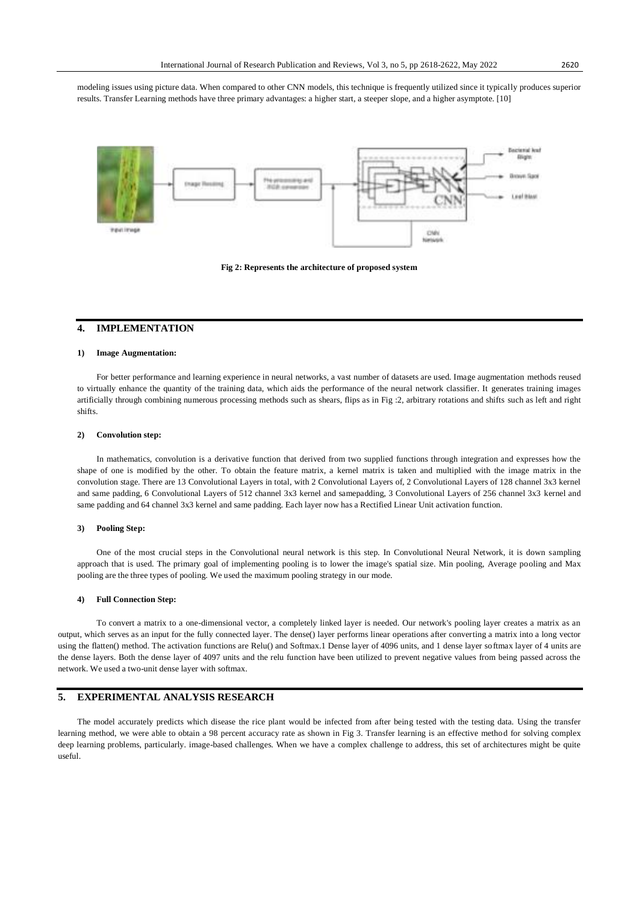modeling issues using picture data. When compared to other CNN models, this technique is frequently utilized since it typically produces superior results. Transfer Learning methods have three primary advantages: a higher start, a steeper slope, and a higher asymptote. [10]

**Fig 2: Represents the architecture of proposed system**

## 4. IMPLEMENTATION

### 1) Image Augmentation:

For better performance and learning experience in neural networks, a vast number of datasets are used. Image augmentation methods reused to virtually enhance the quantity of the training data, which aids the performance of the neural network classifier. It generates training images artificially through combining numerous processing methods such as shears, flips as in Fig :2, arbitrary rotations and shifts such as left and right shifts.

### 2) Convolution step:

In mathematics, convolution is a derivative function that derived from two supplied functions through integration and expresses how the shape of one is modified by the other. To obtain the feature matrix, a kernel matrix is taken and multiplied with the image matrix in the convolution stage. There are 13 Convolutional Layers in total, with 2 Convolutional Layers of, 2 Convolutional Layers of 128 channel 3x3 kernel and same padding, 6 Convolutional Layers of 512 channel 3x3 kernel and samepadding, 3 Convolutional Layers of 256 channel 3x3 kernel and same padding and 64 channel 3x3 kernel and same padding. Each layer now has a Rectified Linear Unit activation function.

### 3) Pooling Step:

One of the most crucial steps in the Convolutional neural network is this step. In Convolutional Neural Network, it is down sampling approach that is used. The primary goal of implementing pooling is to lower the image's spatial size. Min pooling, Average pooling and Max pooling are the three types of pooling. We used the maximum pooling strategy in our mode.

### 4) Full Connection Step:

To convert a matrix to a one-dimensional vector, a completely linked layer is needed. Our network's pooling layer creates a matrix as an output, which serves as an input for the fully connected layer. The dense() layer performs linear operations after converting a matrix into a long vector using the flatten() method. The activation functions are Relu() and Softmax.1 Dense layer of 4096 units, and 1 dense layer softmax layer of 4 units are the dense layers. Both the dense layer of 4097 units and the relu function have been utilized to prevent negative values from being passed across the network. We used a two-unit dense layer with softmax.

## 5. EXPERIMENTAL ANALYSIS RESEARCH

The model accurately predicts which disease the rice plant would be infected from after being tested with the testing data. Using the transfer learning method, we were able to obtain a 98 percent accuracy rate as shown in Fig 3. Transfer learning is an effective method for solving complex deep learning problems, particularly. image-based challenges. When we have a complex challenge to address, this set of architectures might be quite useful.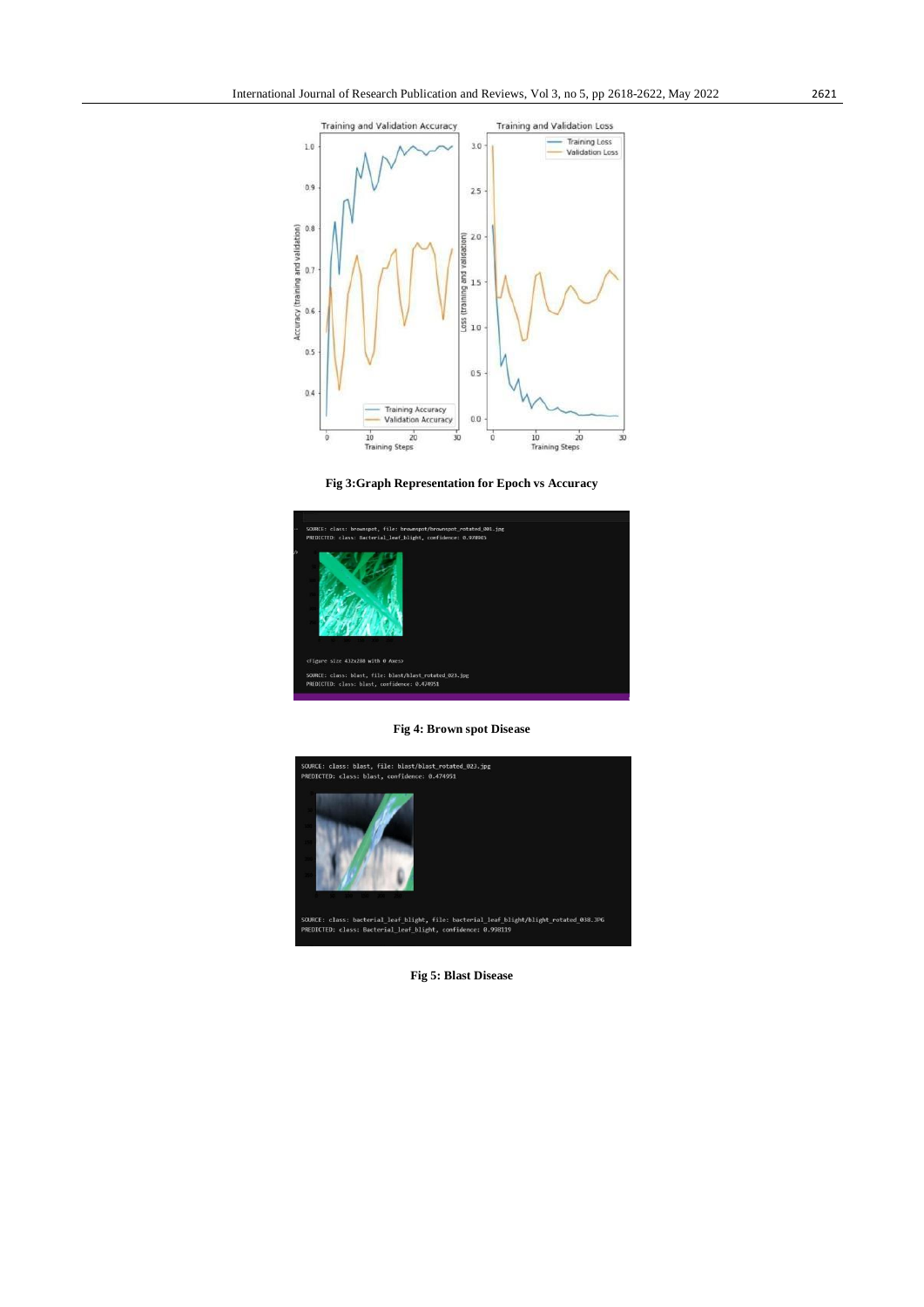Fig 3:Graph Representation for Epoch vs Accuracy

Fig 4: Brown spot Disease

Fig 5: Blast Disease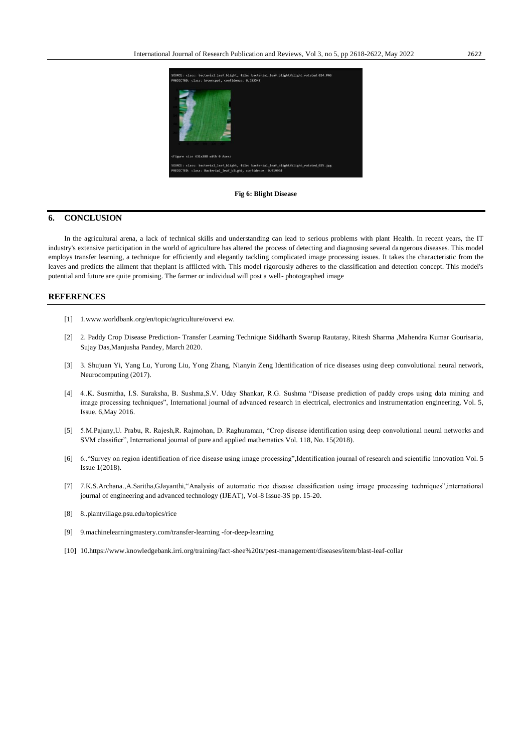SOURCE: class: bacterial_leaf_blight, file: bacterial_leaf_blight/blight_rotated_024.PNG
PREDICTED: class: brownspot, confidence: 0.582548

<Figure size 432x288 with 0 Axes>

SOURCE: class: bacterial_leaf_blight, file: bacterial_leaf_blight/blight_rotated_025.jpg
PREDICTED: class: Bacterial_leaf_blight, confidence: 0.919934

**Fig 6: Blight Disease**

## 6. CONCLUSION

In the agricultural arena, a lack of technical skills and understanding can lead to serious problems with plant Health. In recent years, the IT industry's extensive participation in the world of agriculture has altered the process of detecting and diagnosing several dangerous diseases. This model employs transfer learning, a technique for efficiently and elegantly tackling complicated image processing issues. It takes the characteristic from the leaves and predicts the ailment that theplant is afflicted with. This model rigorously adheres to the classification and detection concept. This model's potential and future are quite promising. The farmer or individual will post a well- photographed image

## REFERENCES

[1] 1.www.worldbank.org/en/topic/agriculture/overvi ew.

[2] 2. Paddy Crop Disease Prediction- Transfer Learning Technique Siddharth Swarup Rautaray, Ritesh Sharma ,Mahendra Kumar Gourisaria, Sujay Das,Manjusha Pandey, March 2020.

[3] 3. Shujuan Yi, Yang Lu, Yurong Liu, Yong Zhang, Nianyin Zeng Identification of rice diseases using deep convolutional neural network, Neurocomputing (2017).

[4] 4..K. Susmitha, I.S. Suraksha, B. Sushma,S.V. Uday Shankar, R.G. Sushma "Disease prediction of paddy crops using data mining and image processing techniques", International journal of advanced research in electrical, electronics and instrumentation engineering, Vol. 5, Issue. 6,May 2016.

[5] 5.M.Pajany,U. Prabu, R. Rajesh,R. Rajmohan, D. Raghuraman, "Crop disease identification using deep convolutional neural networks and SVM classifier", International journal of pure and applied mathematics Vol. 118, No. 15(2018).

[6] 6.."Survey on region identification of rice disease using image processing",Identification journal of research and scientific innovation Vol. 5 Issue 1(2018).

[7] 7.K.S.Archana.,A.Saritha,GJayanthi,"Analysis of automatic rice disease classification using image processing techniques",international journal of engineering and advanced technology (IJEAT), Vol-8 Issue-3S pp. 15-20.

[8] 8..plantvillage.psu.edu/topics/rice

[9] 9.machinelearningmastery.com/transfer-learning -for-deep-learning

[10] 10.https://www.knowledgebank.irri.org/training/fact-shee%20ts/pest-management/diseases/item/blast-leaf-collar